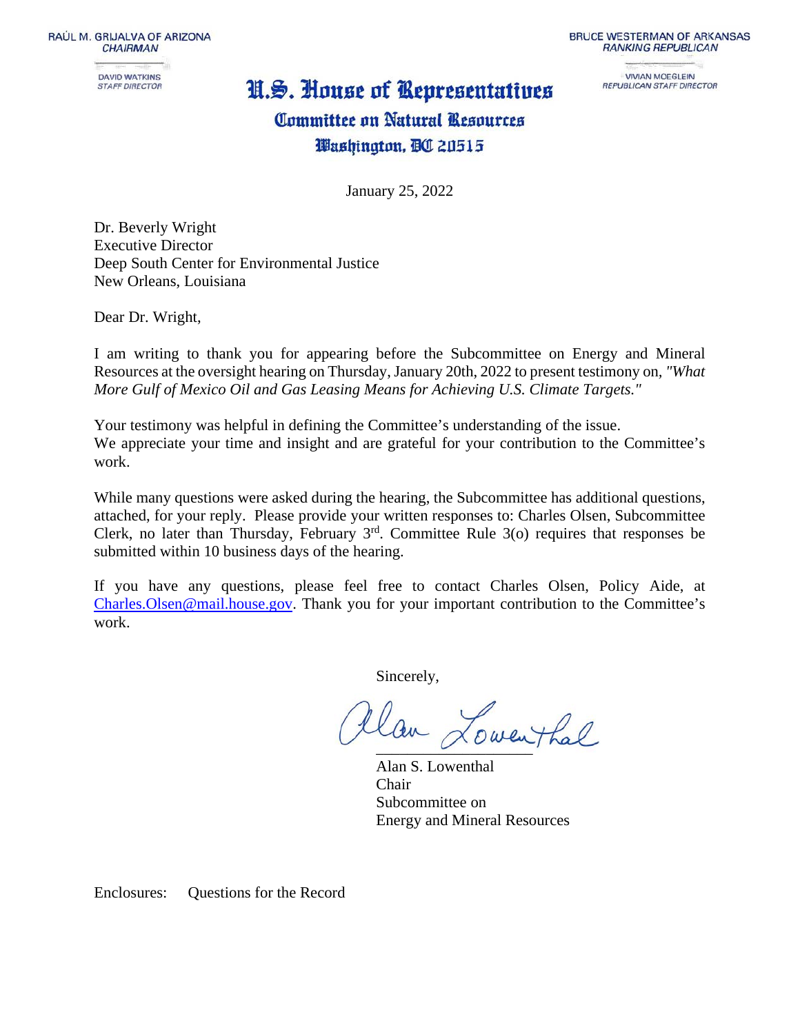RAÚL M. GRIJALVA OF ARIZONA
*CHAIRMAN*

DAVID WATKINS
*STAFF DIRECTOR*

BRUCE WESTERMAN OF ARKANSAS
*RANKING REPUBLICAN*

VIVIAN MOEGLEIN
*REPUBLICAN STAFF DIRECTOR*

# U.S. House of Representatives

## Committee on Natural Resources

### Washington, DC 20515

January 25, 2022

Dr. Beverly Wright
Executive Director
Deep South Center for Environmental Justice
New Orleans, Louisiana

Dear Dr. Wright,

I am writing to thank you for appearing before the Subcommittee on Energy and Mineral Resources at the oversight hearing on Thursday, January 20th, 2022 to present testimony on, *"What More Gulf of Mexico Oil and Gas Leasing Means for Achieving U.S. Climate Targets."*

Your testimony was helpful in defining the Committee's understanding of the issue.
We appreciate your time and insight and are grateful for your contribution to the Committee's work.

While many questions were asked during the hearing, the Subcommittee has additional questions, attached, for your reply. Please provide your written responses to: Charles Olsen, Subcommittee Clerk, no later than Thursday, February 3rd. Committee Rule 3(o) requires that responses be submitted within 10 business days of the hearing.

If you have any questions, please feel free to contact Charles Olsen, Policy Aide, at Charles.Olsen@mail.house.gov. Thank you for your important contribution to the Committee's work.

Sincerely,

Alan Lowenthal

Alan S. Lowenthal
Chair
Subcommittee on
Energy and Mineral Resources

Enclosures: Questions for the Record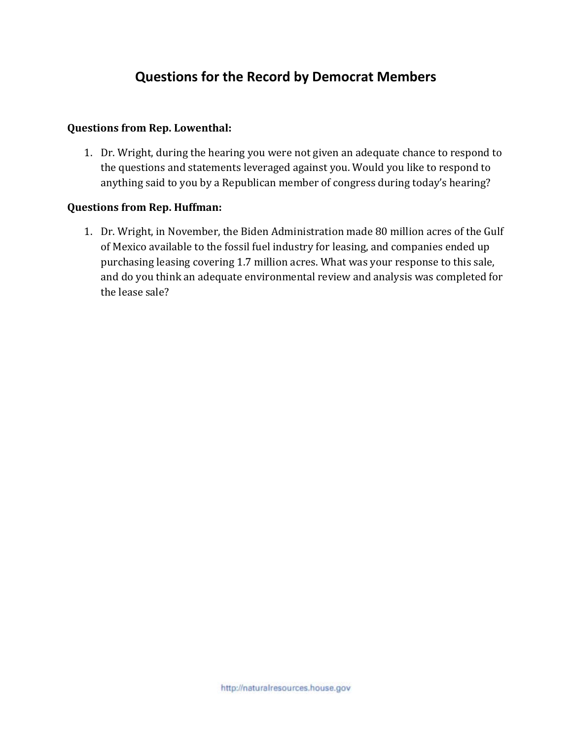## Questions for the Record by Democrat Members

**Questions from Rep. Lowenthal:**

1. Dr. Wright, during the hearing you were not given an adequate chance to respond to the questions and statements leveraged against you. Would you like to respond to anything said to you by a Republican member of congress during today's hearing?

**Questions from Rep. Huffman:**

1. Dr. Wright, in November, the Biden Administration made 80 million acres of the Gulf of Mexico available to the fossil fuel industry for leasing, and companies ended up purchasing leasing covering 1.7 million acres. What was your response to this sale, and do you think an adequate environmental review and analysis was completed for the lease sale?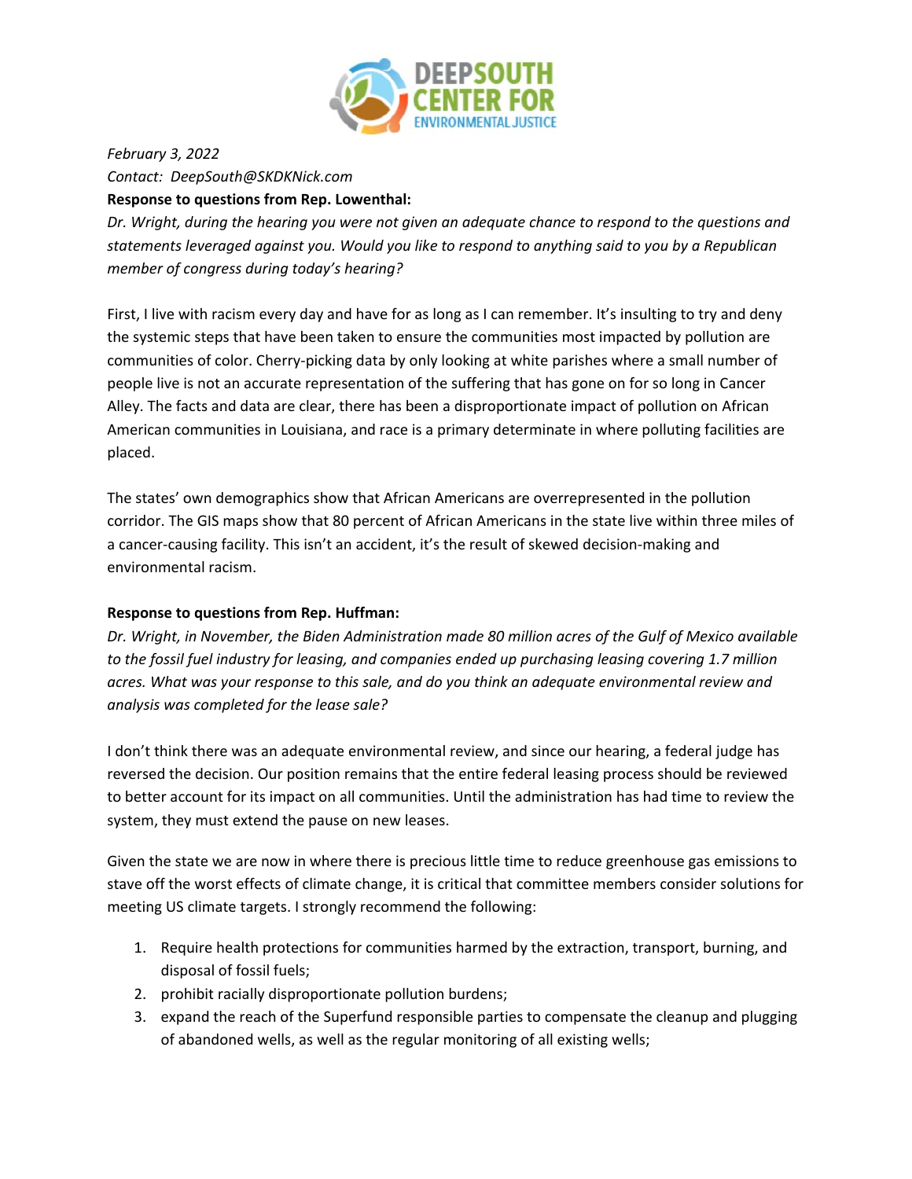*February 3, 2022*
*Contact: DeepSouth@SKDKNick.com*

**Response to questions from Rep. Lowenthal:**

*Dr. Wright, during the hearing you were not given an adequate chance to respond to the questions and statements leveraged against you. Would you like to respond to anything said to you by a Republican member of congress during today's hearing?*

First, I live with racism every day and have for as long as I can remember. It's insulting to try and deny the systemic steps that have been taken to ensure the communities most impacted by pollution are communities of color. Cherry-picking data by only looking at white parishes where a small number of people live is not an accurate representation of the suffering that has gone on for so long in Cancer Alley. The facts and data are clear, there has been a disproportionate impact of pollution on African American communities in Louisiana, and race is a primary determinate in where polluting facilities are placed.

The states' own demographics show that African Americans are overrepresented in the pollution corridor. The GIS maps show that 80 percent of African Americans in the state live within three miles of a cancer-causing facility. This isn't an accident, it's the result of skewed decision-making and environmental racism.

**Response to questions from Rep. Huffman:**

*Dr. Wright, in November, the Biden Administration made 80 million acres of the Gulf of Mexico available to the fossil fuel industry for leasing, and companies ended up purchasing leasing covering 1.7 million acres. What was your response to this sale, and do you think an adequate environmental review and analysis was completed for the lease sale?*

I don't think there was an adequate environmental review, and since our hearing, a federal judge has reversed the decision. Our position remains that the entire federal leasing process should be reviewed to better account for its impact on all communities. Until the administration has had time to review the system, they must extend the pause on new leases.

Given the state we are now in where there is precious little time to reduce greenhouse gas emissions to stave off the worst effects of climate change, it is critical that committee members consider solutions for meeting US climate targets. I strongly recommend the following:

1. Require health protections for communities harmed by the extraction, transport, burning, and disposal of fossil fuels;
2. prohibit racially disproportionate pollution burdens;
3. expand the reach of the Superfund responsible parties to compensate the cleanup and plugging of abandoned wells, as well as the regular monitoring of all existing wells;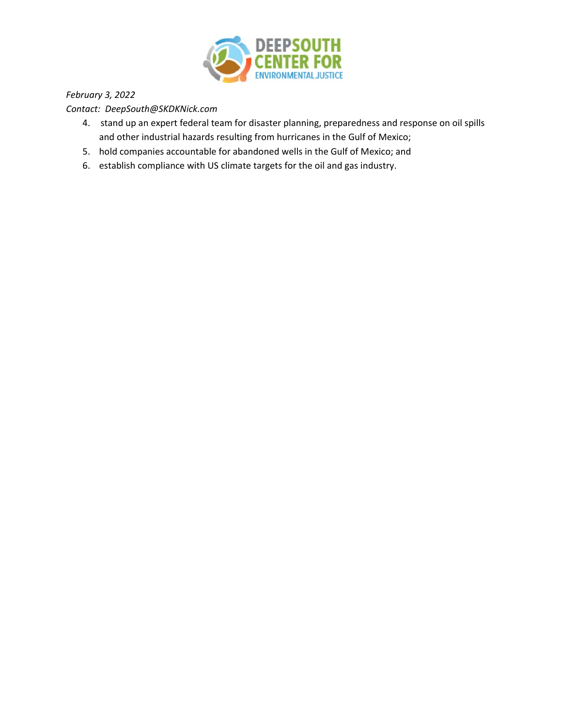*February 3, 2022*

*Contact: DeepSouth@SKDKNick.com*

4. stand up an expert federal team for disaster planning, preparedness and response on oil spills and other industrial hazards resulting from hurricanes in the Gulf of Mexico;
5. hold companies accountable for abandoned wells in the Gulf of Mexico; and
6. establish compliance with US climate targets for the oil and gas industry.